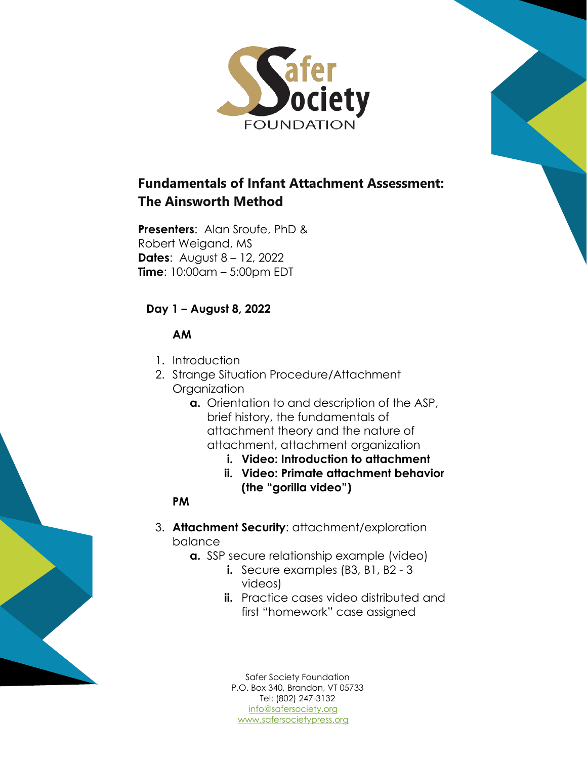# Fundamentals of Infant Attachment Assessment: The Ainsworth Method

**Presenters**: Alan Sroufe, PhD & Robert Weigand, MS
**Dates**: August 8 – 12, 2022
**Time**: 10:00am – 5:00pm EDT

## Day 1 – August 8, 2022

### AM

1. Introduction
2. Strange Situation Procedure/Attachment Organization
   - **a.** Orientation to and description of the ASP, brief history, the fundamentals of attachment theory and the nature of attachment, attachment organization
     - **i. Video: Introduction to attachment**
     - **ii. Video: Primate attachment behavior (the "gorilla video")**

### PM

3. **Attachment Security**: attachment/exploration balance
   - **a.** SSP secure relationship example (video)
     - **i.** Secure examples (B3, B1, B2 - 3 videos)
     - **ii.** Practice cases video distributed and first "homework" case assigned

Safer Society Foundation
P.O. Box 340, Brandon, VT 05733
Tel: (802) 247-3132
info@safersociety.org
www.safersocietypress.org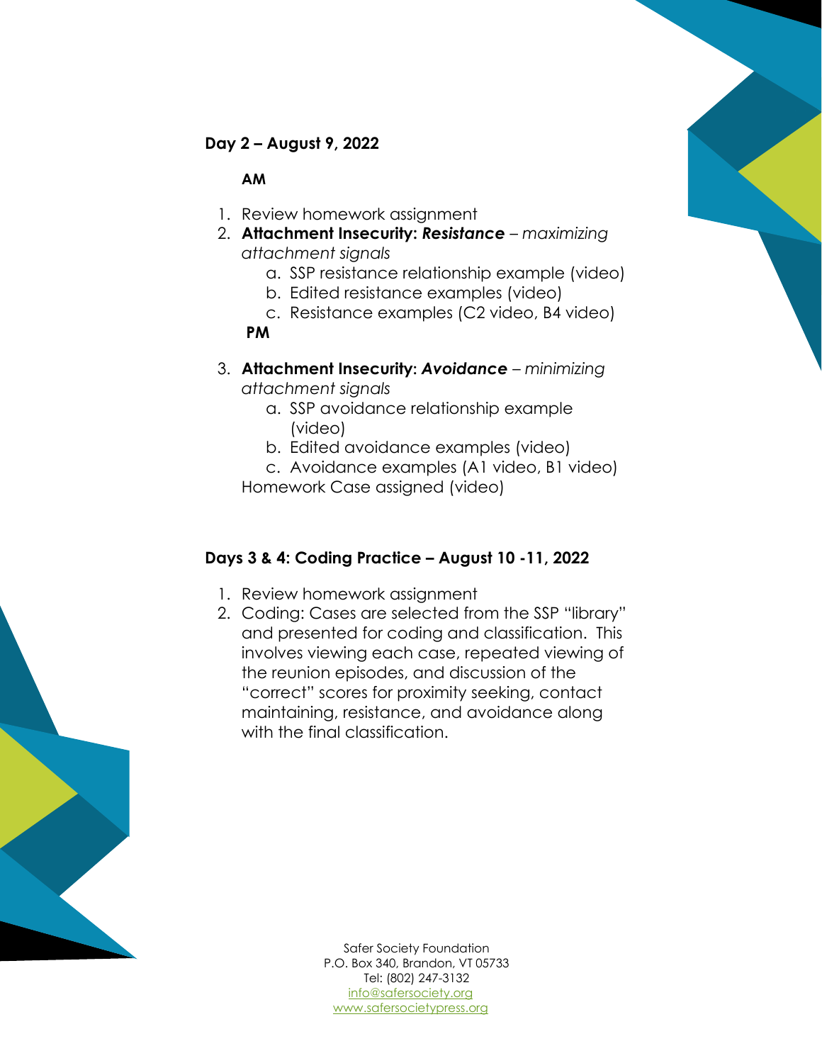**Day 2 – August 9, 2022**

**AM**

1. Review homework assignment
2. **Attachment Insecurity: *Resistance*** – *maximizing attachment signals*
   a. SSP resistance relationship example (video)
   b. Edited resistance examples (video)
   c. Resistance examples (C2 video, B4 video)

**PM**

3. **Attachment Insecurity: *Avoidance*** – *minimizing attachment signals*
   a. SSP avoidance relationship example (video)
   b. Edited avoidance examples (video)
   c. Avoidance examples (A1 video, B1 video)

   Homework Case assigned (video)

**Days 3 & 4: Coding Practice – August 10 -11, 2022**

1. Review homework assignment
2. Coding: Cases are selected from the SSP "library" and presented for coding and classification. This involves viewing each case, repeated viewing of the reunion episodes, and discussion of the "correct" scores for proximity seeking, contact maintaining, resistance, and avoidance along with the final classification.

Safer Society Foundation
P.O. Box 340, Brandon, VT 05733
Tel: (802) 247-3132
info@safersociety.org
www.safersocietypress.org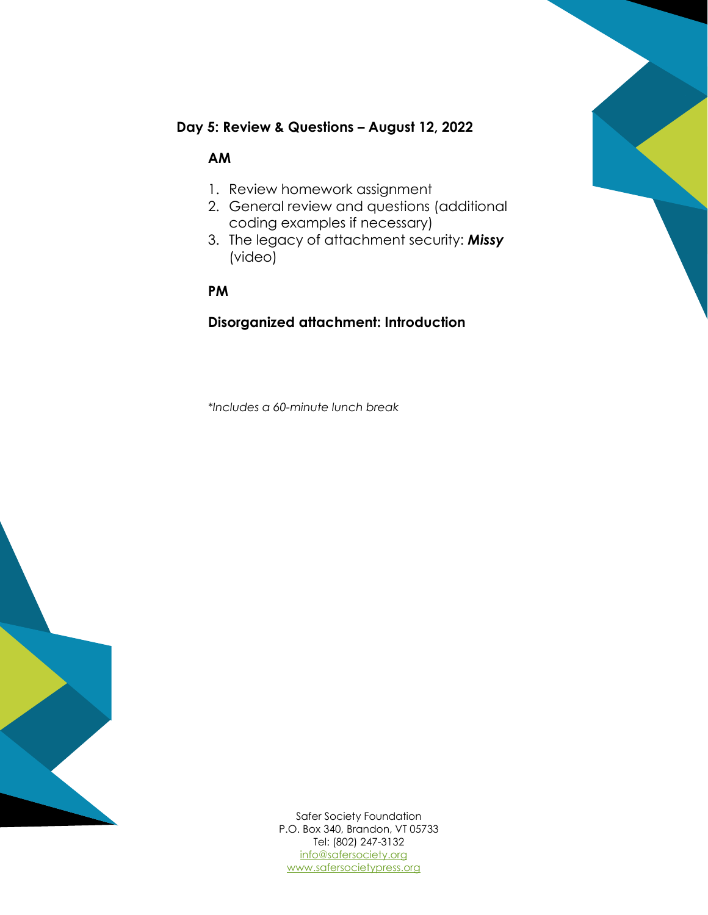**Day 5: Review & Questions – August 12, 2022**

**AM**

1. Review homework assignment
2. General review and questions (additional coding examples if necessary)
3. The legacy of attachment security: ***Missy*** (video)

**PM**

**Disorganized attachment: Introduction**

*Includes a 60-minute lunch break*

Safer Society Foundation
P.O. Box 340, Brandon, VT 05733
Tel: (802) 247-3132
info@safersociety.org
www.safersocietypress.org